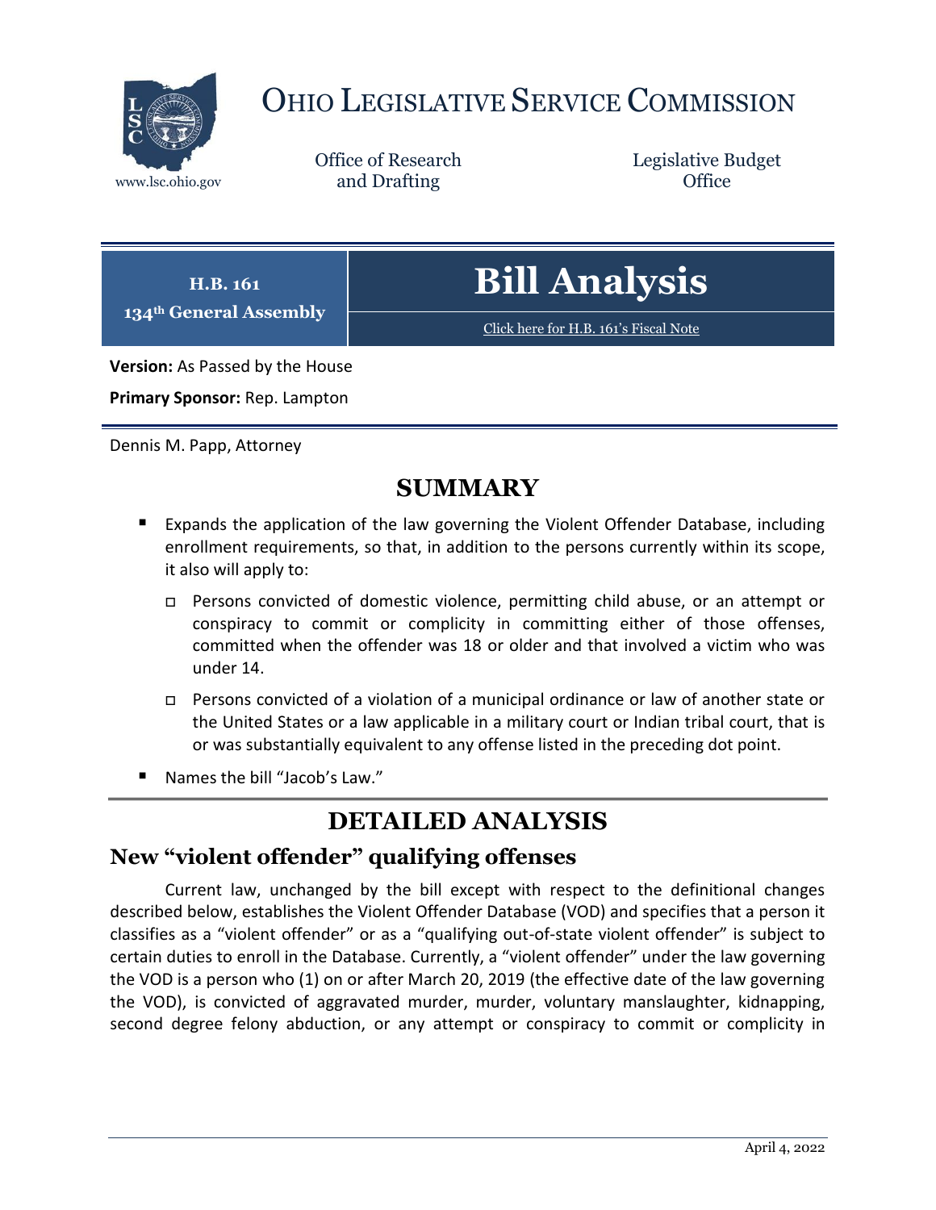# OHIO LEGISLATIVE SERVICE COMMISSION

www.lsc.ohio.gov

Office of Research and Drafting

Legislative Budget Office

**H.B. 161**
**134th General Assembly**

# Bill Analysis

Click here for H.B. 161's Fiscal Note

**Version:** As Passed by the House

**Primary Sponsor:** Rep. Lampton

Dennis M. Papp, Attorney

## SUMMARY

- Expands the application of the law governing the Violent Offender Database, including enrollment requirements, so that, in addition to the persons currently within its scope, it also will apply to:
  - Persons convicted of domestic violence, permitting child abuse, or an attempt or conspiracy to commit or complicity in committing either of those offenses, committed when the offender was 18 or older and that involved a victim who was under 14.
  - Persons convicted of a violation of a municipal ordinance or law of another state or the United States or a law applicable in a military court or Indian tribal court, that is or was substantially equivalent to any offense listed in the preceding dot point.
- Names the bill "Jacob's Law."

## DETAILED ANALYSIS

### New "violent offender" qualifying offenses

Current law, unchanged by the bill except with respect to the definitional changes described below, establishes the Violent Offender Database (VOD) and specifies that a person it classifies as a "violent offender" or as a "qualifying out-of-state violent offender" is subject to certain duties to enroll in the Database. Currently, a "violent offender" under the law governing the VOD is a person who (1) on or after March 20, 2019 (the effective date of the law governing the VOD), is convicted of aggravated murder, murder, voluntary manslaughter, kidnapping, second degree felony abduction, or any attempt or conspiracy to commit or complicity in

April 4, 2022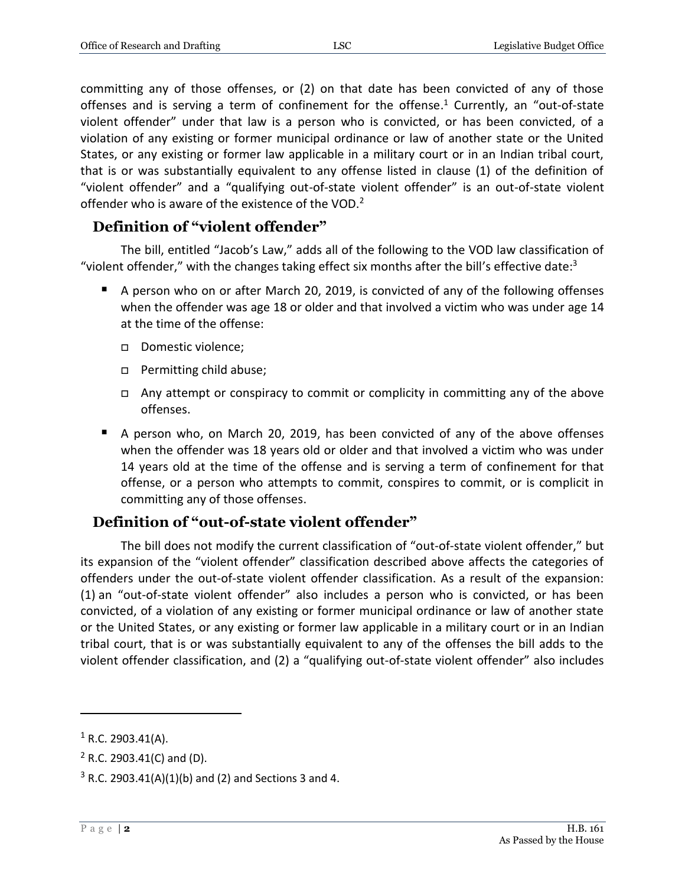committing any of those offenses, or (2) on that date has been convicted of any of those offenses and is serving a term of confinement for the offense.[1] Currently, an "out-of-state violent offender" under that law is a person who is convicted, or has been convicted, of a violation of any existing or former municipal ordinance or law of another state or the United States, or any existing or former law applicable in a military court or in an Indian tribal court, that is or was substantially equivalent to any offense listed in clause (1) of the definition of "violent offender" and a "qualifying out-of-state violent offender" is an out-of-state violent offender who is aware of the existence of the VOD.[2]

## Definition of "violent offender"

The bill, entitled "Jacob's Law," adds all of the following to the VOD law classification of "violent offender," with the changes taking effect six months after the bill's effective date:[3]

- A person who on or after March 20, 2019, is convicted of any of the following offenses when the offender was age 18 or older and that involved a victim who was under age 14 at the time of the offense:
  - Domestic violence;
  - Permitting child abuse;
  - Any attempt or conspiracy to commit or complicity in committing any of the above offenses.
- A person who, on March 20, 2019, has been convicted of any of the above offenses when the offender was 18 years old or older and that involved a victim who was under 14 years old at the time of the offense and is serving a term of confinement for that offense, or a person who attempts to commit, conspires to commit, or is complicit in committing any of those offenses.

## Definition of "out-of-state violent offender"

The bill does not modify the current classification of "out-of-state violent offender," but its expansion of the "violent offender" classification described above affects the categories of offenders under the out-of-state violent offender classification. As a result of the expansion: (1) an "out-of-state violent offender" also includes a person who is convicted, or has been convicted, of a violation of any existing or former municipal ordinance or law of another state or the United States, or any existing or former law applicable in a military court or in an Indian tribal court, that is or was substantially equivalent to any of the offenses the bill adds to the violent offender classification, and (2) a "qualifying out-of-state violent offender" also includes

---

[1] R.C. 2903.41(A).

[2] R.C. 2903.41(C) and (D).

[3] R.C. 2903.41(A)(1)(b) and (2) and Sections 3 and 4.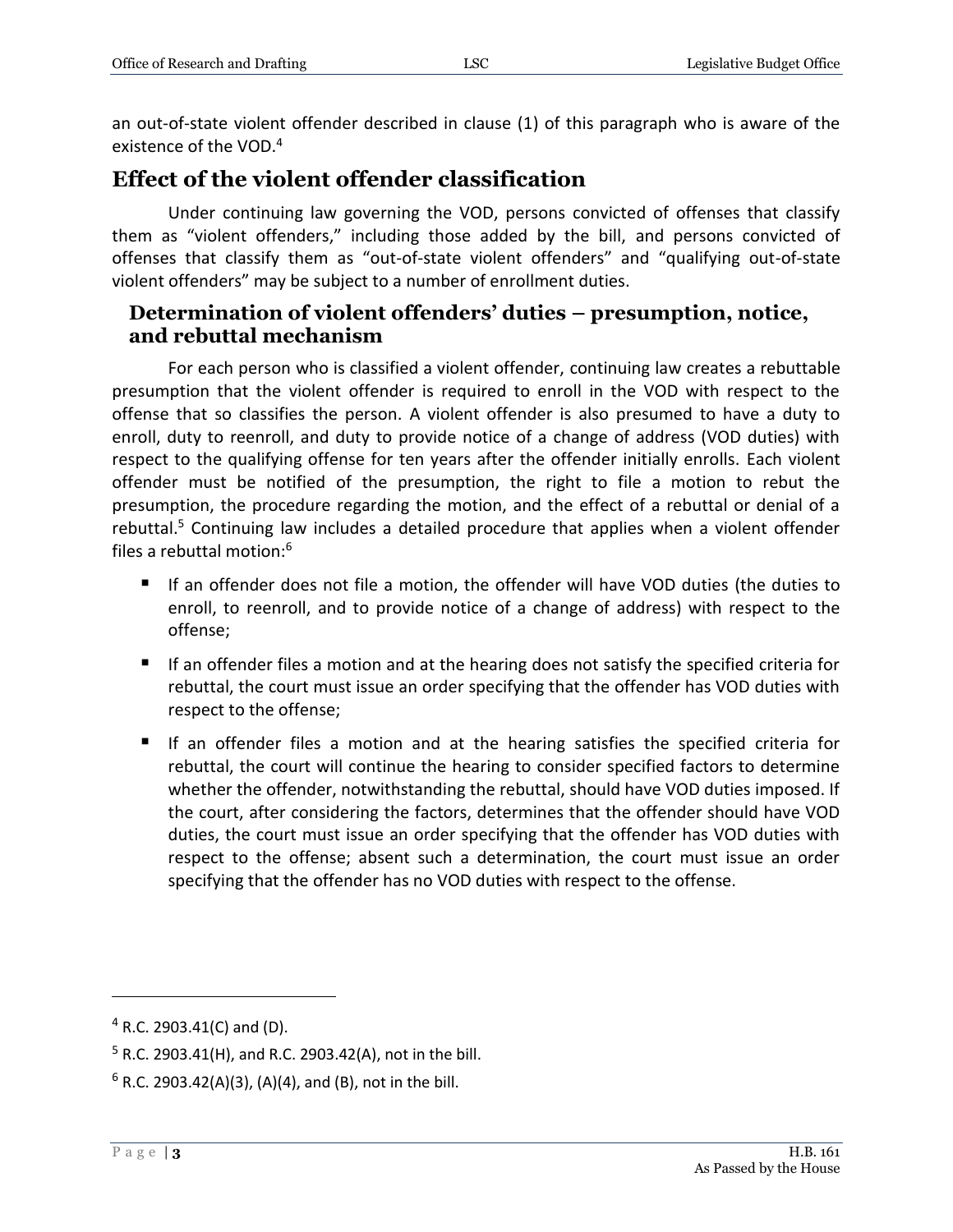an out-of-state violent offender described in clause (1) of this paragraph who is aware of the existence of the VOD.[4]

## Effect of the violent offender classification

Under continuing law governing the VOD, persons convicted of offenses that classify them as "violent offenders," including those added by the bill, and persons convicted of offenses that classify them as "out-of-state violent offenders" and "qualifying out-of-state violent offenders" may be subject to a number of enrollment duties.

### Determination of violent offenders' duties – presumption, notice, and rebuttal mechanism

For each person who is classified a violent offender, continuing law creates a rebuttable presumption that the violent offender is required to enroll in the VOD with respect to the offense that so classifies the person. A violent offender is also presumed to have a duty to enroll, duty to reenroll, and duty to provide notice of a change of address (VOD duties) with respect to the qualifying offense for ten years after the offender initially enrolls. Each violent offender must be notified of the presumption, the right to file a motion to rebut the presumption, the procedure regarding the motion, and the effect of a rebuttal or denial of a rebuttal.[5] Continuing law includes a detailed procedure that applies when a violent offender files a rebuttal motion:[6]

- If an offender does not file a motion, the offender will have VOD duties (the duties to enroll, to reenroll, and to provide notice of a change of address) with respect to the offense;
- If an offender files a motion and at the hearing does not satisfy the specified criteria for rebuttal, the court must issue an order specifying that the offender has VOD duties with respect to the offense;
- If an offender files a motion and at the hearing satisfies the specified criteria for rebuttal, the court will continue the hearing to consider specified factors to determine whether the offender, notwithstanding the rebuttal, should have VOD duties imposed. If the court, after considering the factors, determines that the offender should have VOD duties, the court must issue an order specifying that the offender has VOD duties with respect to the offense; absent such a determination, the court must issue an order specifying that the offender has no VOD duties with respect to the offense.

---

[4] R.C. 2903.41(C) and (D).

[5] R.C. 2903.41(H), and R.C. 2903.42(A), not in the bill.

[6] R.C. 2903.42(A)(3), (A)(4), and (B), not in the bill.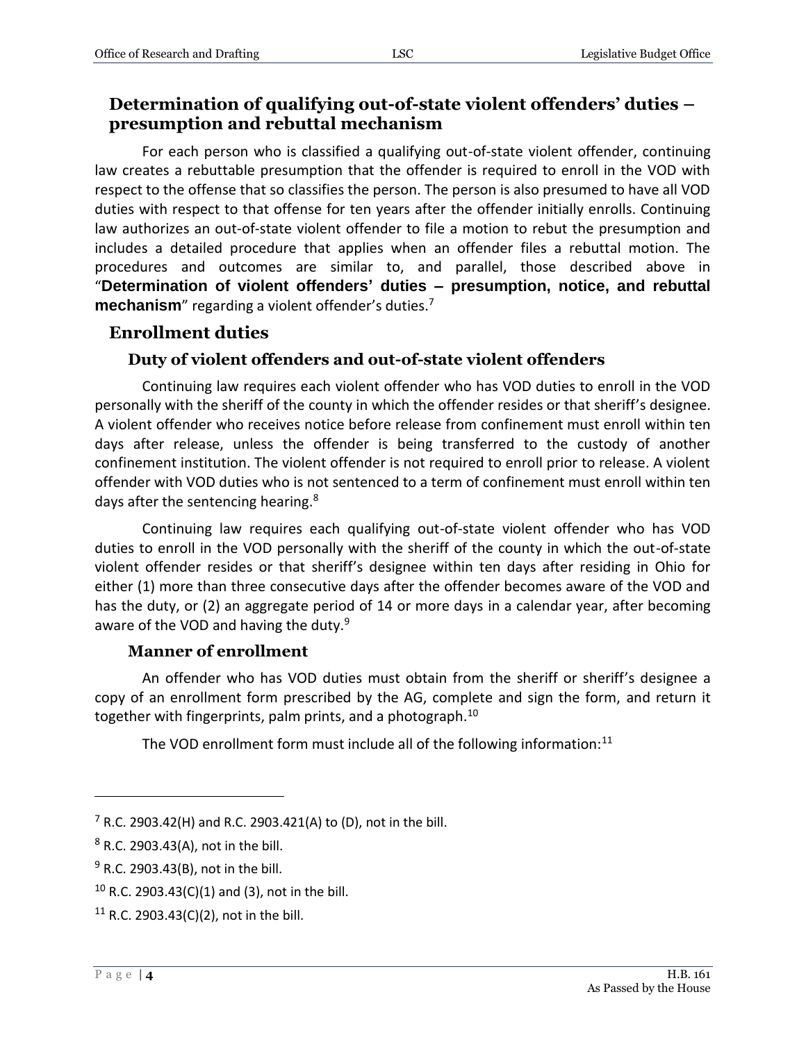## Determination of qualifying out-of-state violent offenders' duties – presumption and rebuttal mechanism

For each person who is classified a qualifying out-of-state violent offender, continuing law creates a rebuttable presumption that the offender is required to enroll in the VOD with respect to the offense that so classifies the person. The person is also presumed to have all VOD duties with respect to that offense for ten years after the offender initially enrolls. Continuing law authorizes an out-of-state violent offender to file a motion to rebut the presumption and includes a detailed procedure that applies when an offender files a rebuttal motion. The procedures and outcomes are similar to, and parallel, those described above in "**Determination of violent offenders' duties – presumption, notice, and rebuttal mechanism**" regarding a violent offender's duties.[7]

## Enrollment duties

### Duty of violent offenders and out-of-state violent offenders

Continuing law requires each violent offender who has VOD duties to enroll in the VOD personally with the sheriff of the county in which the offender resides or that sheriff's designee. A violent offender who receives notice before release from confinement must enroll within ten days after release, unless the offender is being transferred to the custody of another confinement institution. The violent offender is not required to enroll prior to release. A violent offender with VOD duties who is not sentenced to a term of confinement must enroll within ten days after the sentencing hearing.[8]

Continuing law requires each qualifying out-of-state violent offender who has VOD duties to enroll in the VOD personally with the sheriff of the county in which the out-of-state violent offender resides or that sheriff's designee within ten days after residing in Ohio for either (1) more than three consecutive days after the offender becomes aware of the VOD and has the duty, or (2) an aggregate period of 14 or more days in a calendar year, after becoming aware of the VOD and having the duty.[9]

### Manner of enrollment

An offender who has VOD duties must obtain from the sheriff or sheriff's designee a copy of an enrollment form prescribed by the AG, complete and sign the form, and return it together with fingerprints, palm prints, and a photograph.[10]

The VOD enrollment form must include all of the following information:[11]

---

[7] R.C. 2903.42(H) and R.C. 2903.421(A) to (D), not in the bill.

[8] R.C. 2903.43(A), not in the bill.

[9] R.C. 2903.43(B), not in the bill.

[10] R.C. 2903.43(C)(1) and (3), not in the bill.

[11] R.C. 2903.43(C)(2), not in the bill.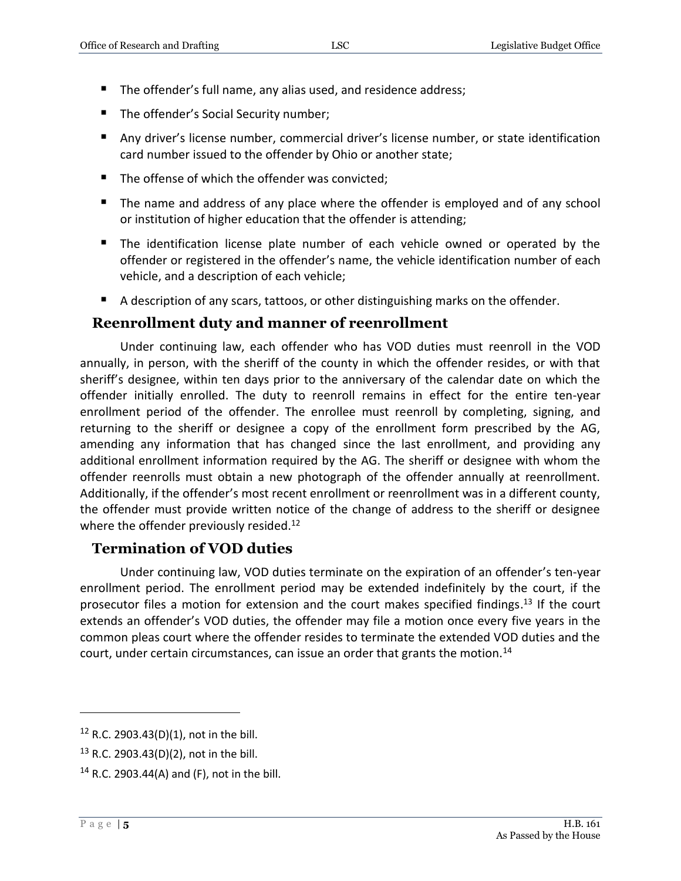- The offender's full name, any alias used, and residence address;
- The offender's Social Security number;
- Any driver's license number, commercial driver's license number, or state identification card number issued to the offender by Ohio or another state;
- The offense of which the offender was convicted;
- The name and address of any place where the offender is employed and of any school or institution of higher education that the offender is attending;
- The identification license plate number of each vehicle owned or operated by the offender or registered in the offender's name, the vehicle identification number of each vehicle, and a description of each vehicle;
- A description of any scars, tattoos, or other distinguishing marks on the offender.

## Reenrollment duty and manner of reenrollment

Under continuing law, each offender who has VOD duties must reenroll in the VOD annually, in person, with the sheriff of the county in which the offender resides, or with that sheriff's designee, within ten days prior to the anniversary of the calendar date on which the offender initially enrolled. The duty to reenroll remains in effect for the entire ten-year enrollment period of the offender. The enrollee must reenroll by completing, signing, and returning to the sheriff or designee a copy of the enrollment form prescribed by the AG, amending any information that has changed since the last enrollment, and providing any additional enrollment information required by the AG. The sheriff or designee with whom the offender reenrolls must obtain a new photograph of the offender annually at reenrollment. Additionally, if the offender's most recent enrollment or reenrollment was in a different county, the offender must provide written notice of the change of address to the sheriff or designee where the offender previously resided.[12]

## Termination of VOD duties

Under continuing law, VOD duties terminate on the expiration of an offender's ten-year enrollment period. The enrollment period may be extended indefinitely by the court, if the prosecutor files a motion for extension and the court makes specified findings.[13] If the court extends an offender's VOD duties, the offender may file a motion once every five years in the common pleas court where the offender resides to terminate the extended VOD duties and the court, under certain circumstances, can issue an order that grants the motion.[14]

---

[12] R.C. 2903.43(D)(1), not in the bill.

[13] R.C. 2903.43(D)(2), not in the bill.

[14] R.C. 2903.44(A) and (F), not in the bill.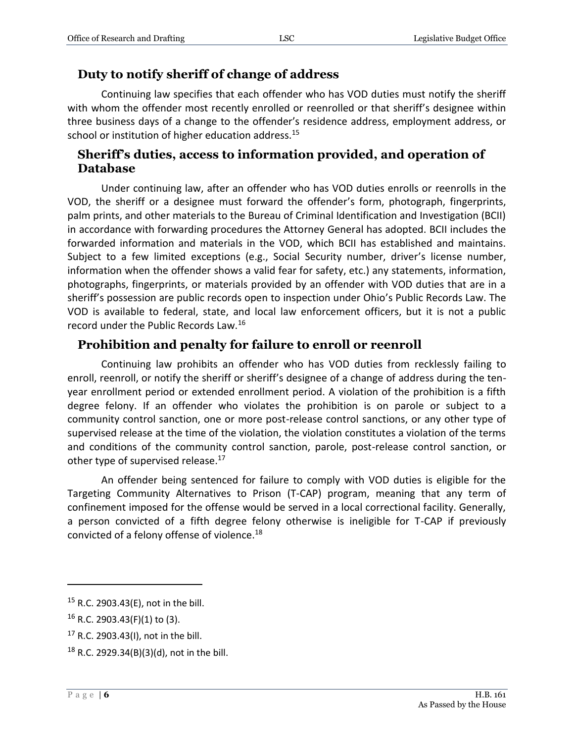## Duty to notify sheriff of change of address

Continuing law specifies that each offender who has VOD duties must notify the sheriff with whom the offender most recently enrolled or reenrolled or that sheriff's designee within three business days of a change to the offender's residence address, employment address, or school or institution of higher education address.[15]

## Sheriff's duties, access to information provided, and operation of Database

Under continuing law, after an offender who has VOD duties enrolls or reenrolls in the VOD, the sheriff or a designee must forward the offender's form, photograph, fingerprints, palm prints, and other materials to the Bureau of Criminal Identification and Investigation (BCII) in accordance with forwarding procedures the Attorney General has adopted. BCII includes the forwarded information and materials in the VOD, which BCII has established and maintains. Subject to a few limited exceptions (e.g., Social Security number, driver's license number, information when the offender shows a valid fear for safety, etc.) any statements, information, photographs, fingerprints, or materials provided by an offender with VOD duties that are in a sheriff's possession are public records open to inspection under Ohio's Public Records Law. The VOD is available to federal, state, and local law enforcement officers, but it is not a public record under the Public Records Law.[16]

## Prohibition and penalty for failure to enroll or reenroll

Continuing law prohibits an offender who has VOD duties from recklessly failing to enroll, reenroll, or notify the sheriff or sheriff's designee of a change of address during the ten-year enrollment period or extended enrollment period. A violation of the prohibition is a fifth degree felony. If an offender who violates the prohibition is on parole or subject to a community control sanction, one or more post-release control sanctions, or any other type of supervised release at the time of the violation, the violation constitutes a violation of the terms and conditions of the community control sanction, parole, post-release control sanction, or other type of supervised release.[17]

An offender being sentenced for failure to comply with VOD duties is eligible for the Targeting Community Alternatives to Prison (T-CAP) program, meaning that any term of confinement imposed for the offense would be served in a local correctional facility. Generally, a person convicted of a fifth degree felony otherwise is ineligible for T-CAP if previously convicted of a felony offense of violence.[18]

---

[15] R.C. 2903.43(E), not in the bill.

[16] R.C. 2903.43(F)(1) to (3).

[17] R.C. 2903.43(I), not in the bill.

[18] R.C. 2929.34(B)(3)(d), not in the bill.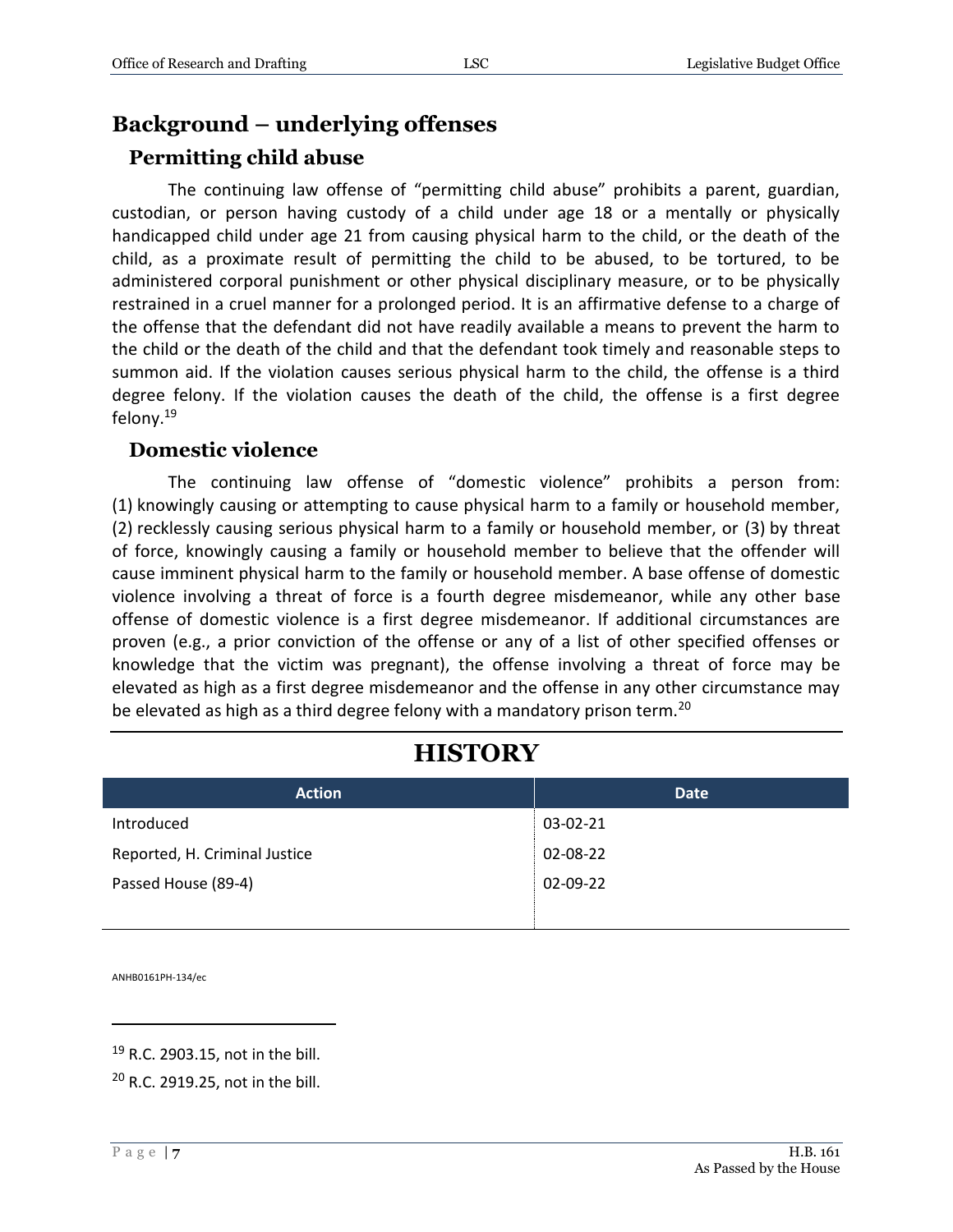## Background – underlying offenses

### Permitting child abuse

The continuing law offense of "permitting child abuse" prohibits a parent, guardian, custodian, or person having custody of a child under age 18 or a mentally or physically handicapped child under age 21 from causing physical harm to the child, or the death of the child, as a proximate result of permitting the child to be abused, to be tortured, to be administered corporal punishment or other physical disciplinary measure, or to be physically restrained in a cruel manner for a prolonged period. It is an affirmative defense to a charge of the offense that the defendant did not have readily available a means to prevent the harm to the child or the death of the child and that the defendant took timely and reasonable steps to summon aid. If the violation causes serious physical harm to the child, the offense is a third degree felony. If the violation causes the death of the child, the offense is a first degree felony.[19]

### Domestic violence

The continuing law offense of "domestic violence" prohibits a person from: (1) knowingly causing or attempting to cause physical harm to a family or household member, (2) recklessly causing serious physical harm to a family or household member, or (3) by threat of force, knowingly causing a family or household member to believe that the offender will cause imminent physical harm to the family or household member. A base offense of domestic violence involving a threat of force is a fourth degree misdemeanor, while any other base offense of domestic violence is a first degree misdemeanor. If additional circumstances are proven (e.g., a prior conviction of the offense or any of a list of other specified offenses or knowledge that the victim was pregnant), the offense involving a threat of force may be elevated as high as a first degree misdemeanor and the offense in any other circumstance may be elevated as high as a third degree felony with a mandatory prison term.[20]

# HISTORY

| Action | Date |
|---|---|
| Introduced | 03-02-21 |
| Reported, H. Criminal Justice | 02-08-22 |
| Passed House (89-4) | 02-09-22 |

ANHB0161PH-134/ec

[19] R.C. 2903.15, not in the bill.

[20] R.C. 2919.25, not in the bill.